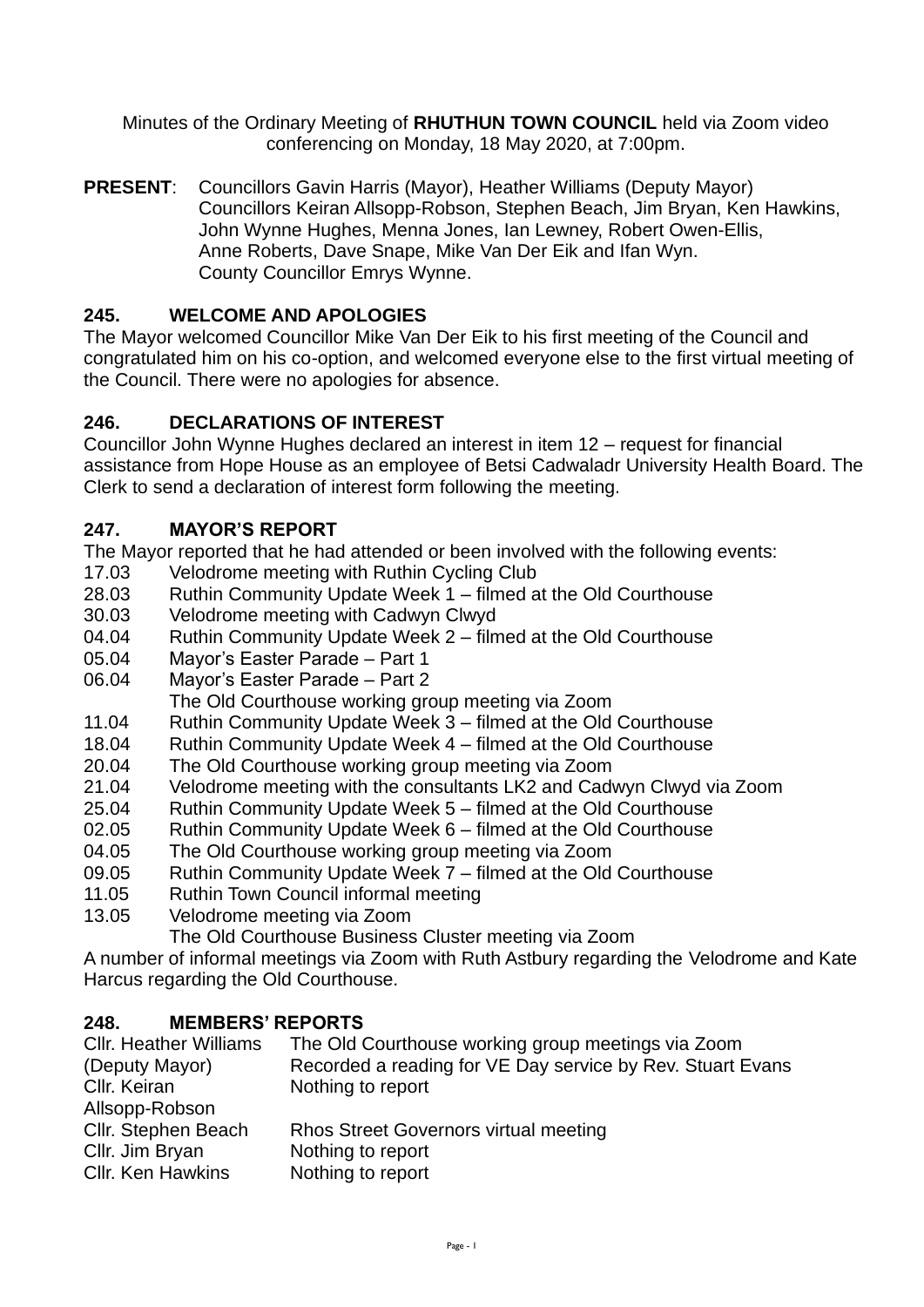Minutes of the Ordinary Meeting of **RHUTHUN TOWN COUNCIL** held via Zoom video conferencing on Monday, 18 May 2020, at 7:00pm.

**PRESENT**: Councillors Gavin Harris (Mayor), Heather Williams (Deputy Mayor) Councillors Keiran Allsopp-Robson, Stephen Beach, Jim Bryan, Ken Hawkins, John Wynne Hughes, Menna Jones, Ian Lewney, Robert Owen-Ellis, Anne Roberts, Dave Snape, Mike Van Der Eik and Ifan Wyn. County Councillor Emrys Wynne.

## 245. WELCOME AND APOLOGIES

The Mayor welcomed Councillor Mike Van Der Eik to his first meeting of the Council and congratulated him on his co-option, and welcomed everyone else to the first virtual meeting of the Council. There were no apologies for absence.

## 246. DECLARATIONS OF INTEREST

Councillor John Wynne Hughes declared an interest in item 12 – request for financial assistance from Hope House as an employee of Betsi Cadwaladr University Health Board. The Clerk to send a declaration of interest form following the meeting.

## 247. MAYOR'S REPORT

The Mayor reported that he had attended or been involved with the following events:

| | |
|---|---|
| 17.03 | Velodrome meeting with Ruthin Cycling Club |
| 28.03 | Ruthin Community Update Week 1 – filmed at the Old Courthouse |
| 30.03 | Velodrome meeting with Cadwyn Clwyd |
| 04.04 | Ruthin Community Update Week 2 – filmed at the Old Courthouse |
| 05.04 | Mayor's Easter Parade – Part 1 |
| 06.04 | Mayor's Easter Parade – Part 2 |
| | The Old Courthouse working group meeting via Zoom |
| 11.04 | Ruthin Community Update Week 3 – filmed at the Old Courthouse |
| 18.04 | Ruthin Community Update Week 4 – filmed at the Old Courthouse |
| 20.04 | The Old Courthouse working group meeting via Zoom |
| 21.04 | Velodrome meeting with the consultants LK2 and Cadwyn Clwyd via Zoom |
| 25.04 | Ruthin Community Update Week 5 – filmed at the Old Courthouse |
| 02.05 | Ruthin Community Update Week 6 – filmed at the Old Courthouse |
| 04.05 | The Old Courthouse working group meeting via Zoom |
| 09.05 | Ruthin Community Update Week 7 – filmed at the Old Courthouse |
| 11.05 | Ruthin Town Council informal meeting |
| 13.05 | Velodrome meeting via Zoom |
| | The Old Courthouse Business Cluster meeting via Zoom |

A number of informal meetings via Zoom with Ruth Astbury regarding the Velodrome and Kate Harcus regarding the Old Courthouse.

## 248. MEMBERS' REPORTS

| | |
|---|---|
| Cllr. Heather Williams (Deputy Mayor) | The Old Courthouse working group meetings via Zoom<br>Recorded a reading for VE Day service by Rev. Stuart Evans |
| Cllr. Keiran Allsopp-Robson | Nothing to report |
| Cllr. Stephen Beach | Rhos Street Governors virtual meeting |
| Cllr. Jim Bryan | Nothing to report |
| Cllr. Ken Hawkins | Nothing to report |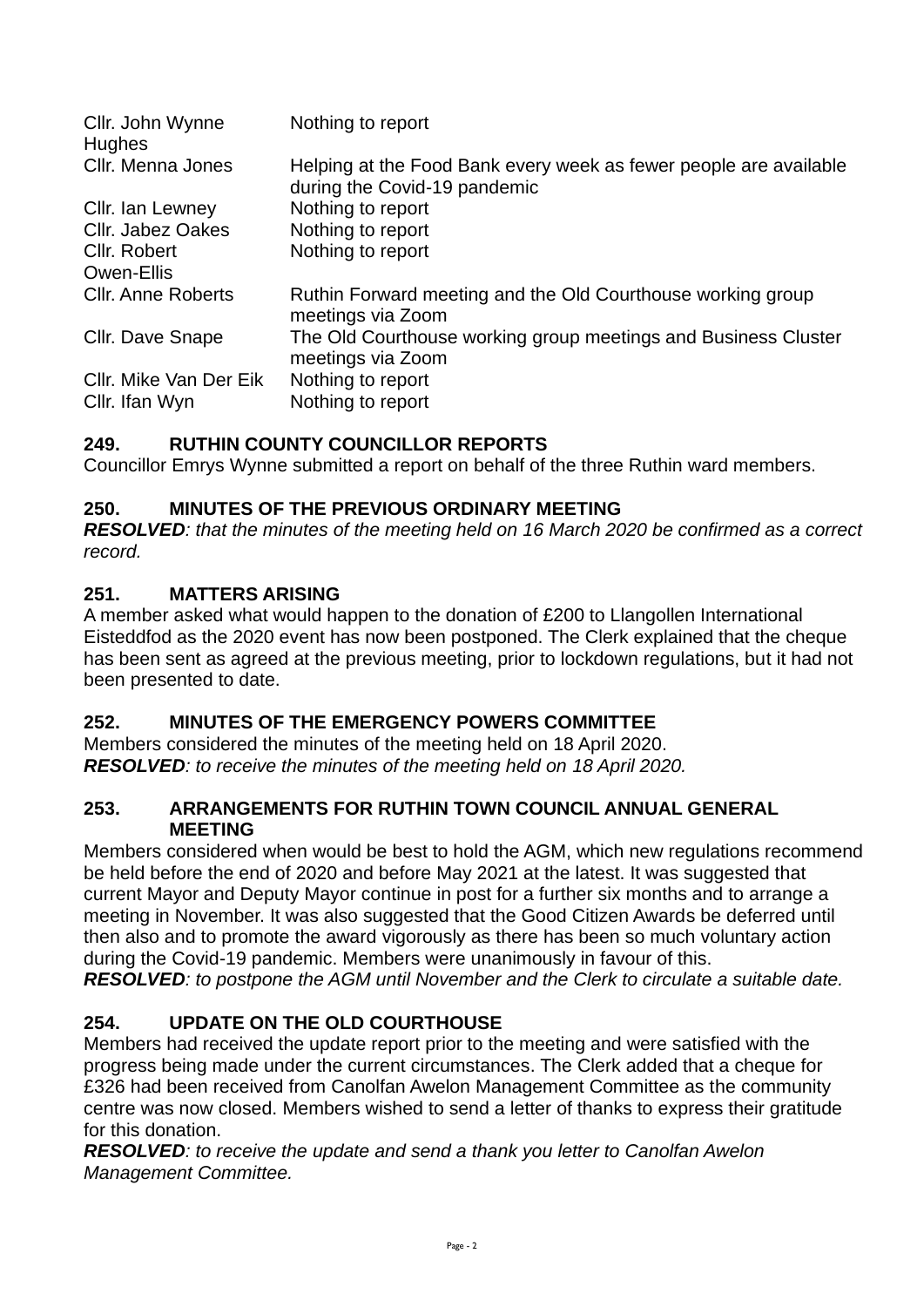| | |
|---|---|
| Cllr. John Wynne Hughes | Nothing to report |
| Cllr. Menna Jones | Helping at the Food Bank every week as fewer people are available during the Covid-19 pandemic |
| Cllr. Ian Lewney | Nothing to report |
| Cllr. Jabez Oakes | Nothing to report |
| Cllr. Robert Owen-Ellis | Nothing to report |
| Cllr. Anne Roberts | Ruthin Forward meeting and the Old Courthouse working group meetings via Zoom |
| Cllr. Dave Snape | The Old Courthouse working group meetings and Business Cluster meetings via Zoom |
| Cllr. Mike Van Der Eik | Nothing to report |
| Cllr. Ifan Wyn | Nothing to report |

**249. RUTHIN COUNTY COUNCILLOR REPORTS**

Councillor Emrys Wynne submitted a report on behalf of the three Ruthin ward members.

**250. MINUTES OF THE PREVIOUS ORDINARY MEETING**

***RESOLVED**: that the minutes of the meeting held on 16 March 2020 be confirmed as a correct record.*

**251. MATTERS ARISING**

A member asked what would happen to the donation of £200 to Llangollen International Eisteddfod as the 2020 event has now been postponed. The Clerk explained that the cheque has been sent as agreed at the previous meeting, prior to lockdown regulations, but it had not been presented to date.

**252. MINUTES OF THE EMERGENCY POWERS COMMITTEE**

Members considered the minutes of the meeting held on 18 April 2020.
***RESOLVED**: to receive the minutes of the meeting held on 18 April 2020.*

**253. ARRANGEMENTS FOR RUTHIN TOWN COUNCIL ANNUAL GENERAL MEETING**

Members considered when would be best to hold the AGM, which new regulations recommend be held before the end of 2020 and before May 2021 at the latest. It was suggested that current Mayor and Deputy Mayor continue in post for a further six months and to arrange a meeting in November. It was also suggested that the Good Citizen Awards be deferred until then also and to promote the award vigorously as there has been so much voluntary action during the Covid-19 pandemic. Members were unanimously in favour of this.
***RESOLVED**: to postpone the AGM until November and the Clerk to circulate a suitable date.*

**254. UPDATE ON THE OLD COURTHOUSE**

Members had received the update report prior to the meeting and were satisfied with the progress being made under the current circumstances. The Clerk added that a cheque for £326 had been received from Canolfan Awelon Management Committee as the community centre was now closed. Members wished to send a letter of thanks to express their gratitude for this donation.
***RESOLVED**: to receive the update and send a thank you letter to Canolfan Awelon Management Committee.*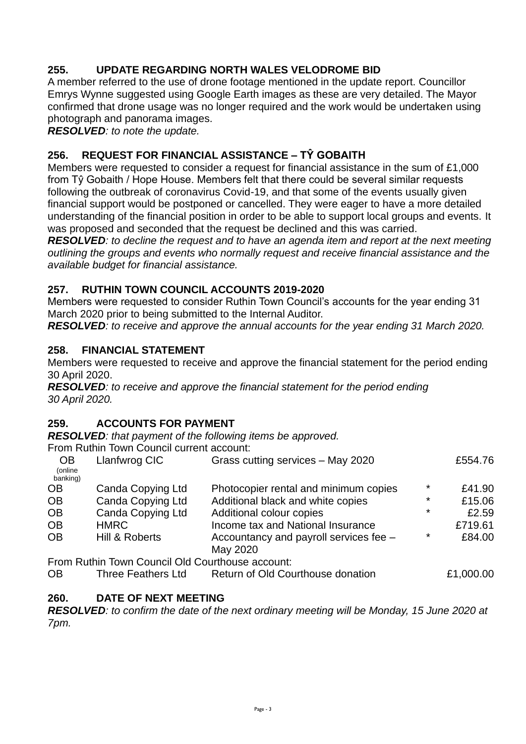## 255. UPDATE REGARDING NORTH WALES VELODROME BID

A member referred to the use of drone footage mentioned in the update report. Councillor Emrys Wynne suggested using Google Earth images as these are very detailed. The Mayor confirmed that drone usage was no longer required and the work would be undertaken using photograph and panorama images.

***RESOLVED****: to note the update.*

## 256. REQUEST FOR FINANCIAL ASSISTANCE – TŶ GOBAITH

Members were requested to consider a request for financial assistance in the sum of £1,000 from Tŷ Gobaith / Hope House. Members felt that there could be several similar requests following the outbreak of coronavirus Covid-19, and that some of the events usually given financial support would be postponed or cancelled. They were eager to have a more detailed understanding of the financial position in order to be able to support local groups and events. It was proposed and seconded that the request be declined and this was carried.

***RESOLVED****: to decline the request and to have an agenda item and report at the next meeting outlining the groups and events who normally request and receive financial assistance and the available budget for financial assistance.*

## 257. RUTHIN TOWN COUNCIL ACCOUNTS 2019-2020

Members were requested to consider Ruthin Town Council's accounts for the year ending 31 March 2020 prior to being submitted to the Internal Auditor.

***RESOLVED****: to receive and approve the annual accounts for the year ending 31 March 2020.*

## 258. FINANCIAL STATEMENT

Members were requested to receive and approve the financial statement for the period ending 30 April 2020.

***RESOLVED****: to receive and approve the financial statement for the period ending 30 April 2020.*

## 259. ACCOUNTS FOR PAYMENT

***RESOLVED****: that payment of the following items be approved.*

| | | | | |
|---|---|---|---|---|
| From Ruthin Town Council current account: | | | | |
| OB (online banking) | Llanfwrog CIC | Grass cutting services – May 2020 | | £554.76 |
| OB | Canda Copying Ltd | Photocopier rental and minimum copies | * | £41.90 |
| OB | Canda Copying Ltd | Additional black and white copies | * | £15.06 |
| OB | Canda Copying Ltd | Additional colour copies | * | £2.59 |
| OB | HMRC | Income tax and National Insurance | | £719.61 |
| OB | Hill & Roberts | Accountancy and payroll services fee – May 2020 | * | £84.00 |
| From Ruthin Town Council Old Courthouse account: | | | | |
| OB | Three Feathers Ltd | Return of Old Courthouse donation | | £1,000.00 |

## 260. DATE OF NEXT MEETING

***RESOLVED****: to confirm the date of the next ordinary meeting will be Monday, 15 June 2020 at 7pm.*